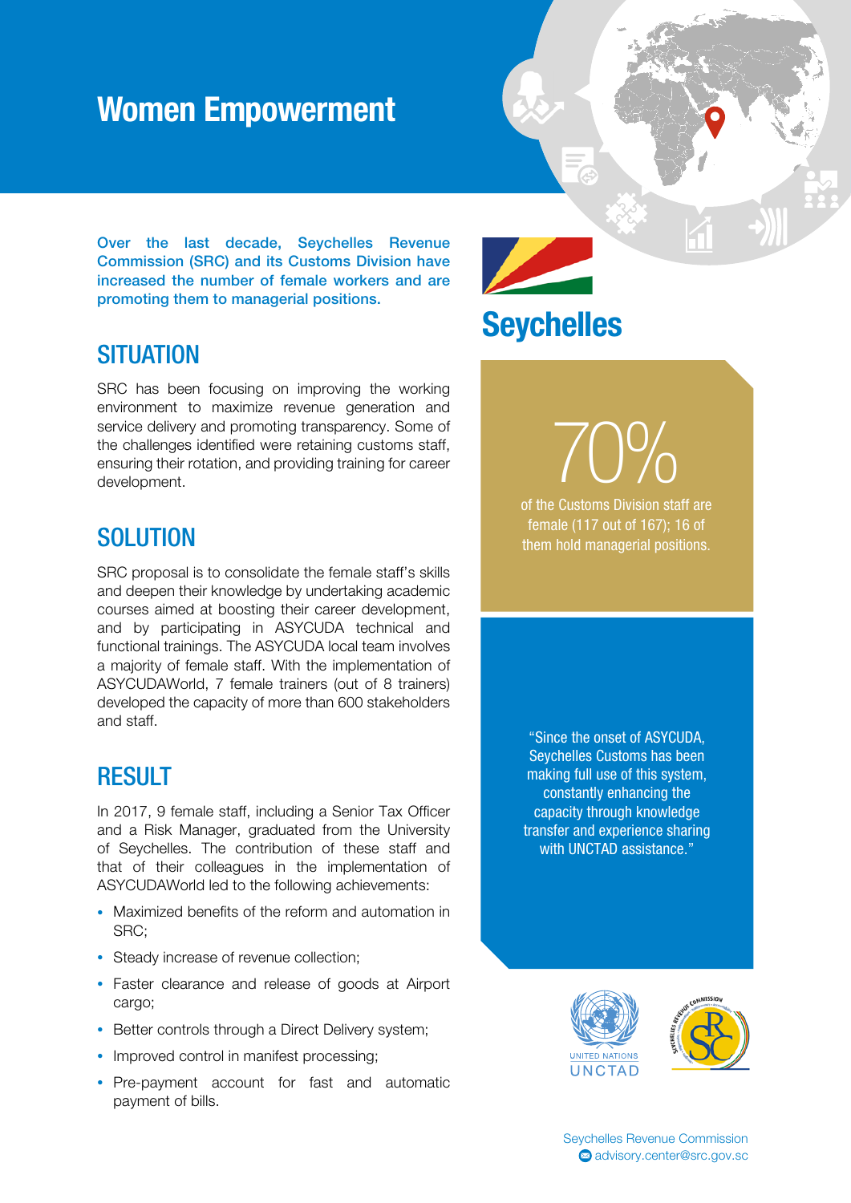# Women Empowerment

**Over the last decade, Seychelles Revenue Commission (SRC) and its Customs Division have increased the number of female workers and are promoting them to managerial positions.**

## Seychelles

## SITUATION

SRC has been focusing on improving the working environment to maximize revenue generation and service delivery and promoting transparency. Some of the challenges identified were retaining customs staff, ensuring their rotation, and providing training for career development.

## SOLUTION

SRC proposal is to consolidate the female staff's skills and deepen their knowledge by undertaking academic courses aimed at boosting their career development, and by participating in ASYCUDA technical and functional trainings. The ASYCUDA local team involves a majority of female staff. With the implementation of ASYCUDAWorld, 7 female trainers (out of 8 trainers) developed the capacity of more than 600 stakeholders and staff.

## RESULT

In 2017, 9 female staff, including a Senior Tax Officer and a Risk Manager, graduated from the University of Seychelles. The contribution of these staff and that of their colleagues in the implementation of ASYCUDAWorld led to the following achievements:

- Maximized benefits of the reform and automation in SRC;
- Steady increase of revenue collection;
- Faster clearance and release of goods at Airport cargo;
- Better controls through a Direct Delivery system;
- Improved control in manifest processing;
- Pre-payment account for fast and automatic payment of bills.

**70%**

of the Customs Division staff are female (117 out of 167); 16 of them hold managerial positions.

"Since the onset of ASYCUDA, Seychelles Customs has been making full use of this system, constantly enhancing the capacity through knowledge transfer and experience sharing with UNCTAD assistance."

UNITED NATIONS UNCTAD

Seychelles Revenue Commission
advisory.center@src.gov.sc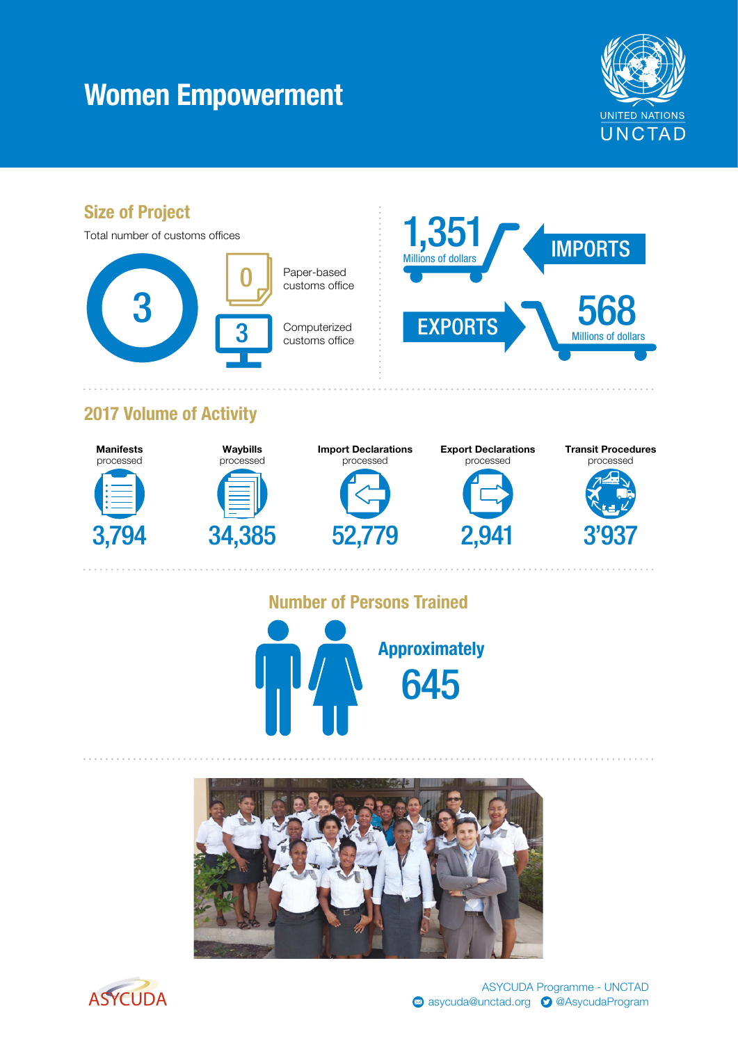# Women Empowerment

UNITED NATIONS
UNCTAD

## Size of Project

Total number of customs offices

3

0 Paper-based customs office

3 Computerized customs office

1,351
Millions of dollars

IMPORTS

EXPORTS

568
Millions of dollars

## 2017 Volume of Activity

**Manifests** processed
3,794

**Waybills** processed
34,385

**Import Declarations** processed
52,779

**Export Declarations** processed
2,941

**Transit Procedures** processed
3'937

## Number of Persons Trained

**Approximately**
645

ASYCUDA

ASYCUDA Programme - UNCTAD
asycuda@unctad.org @AsycudaProgram